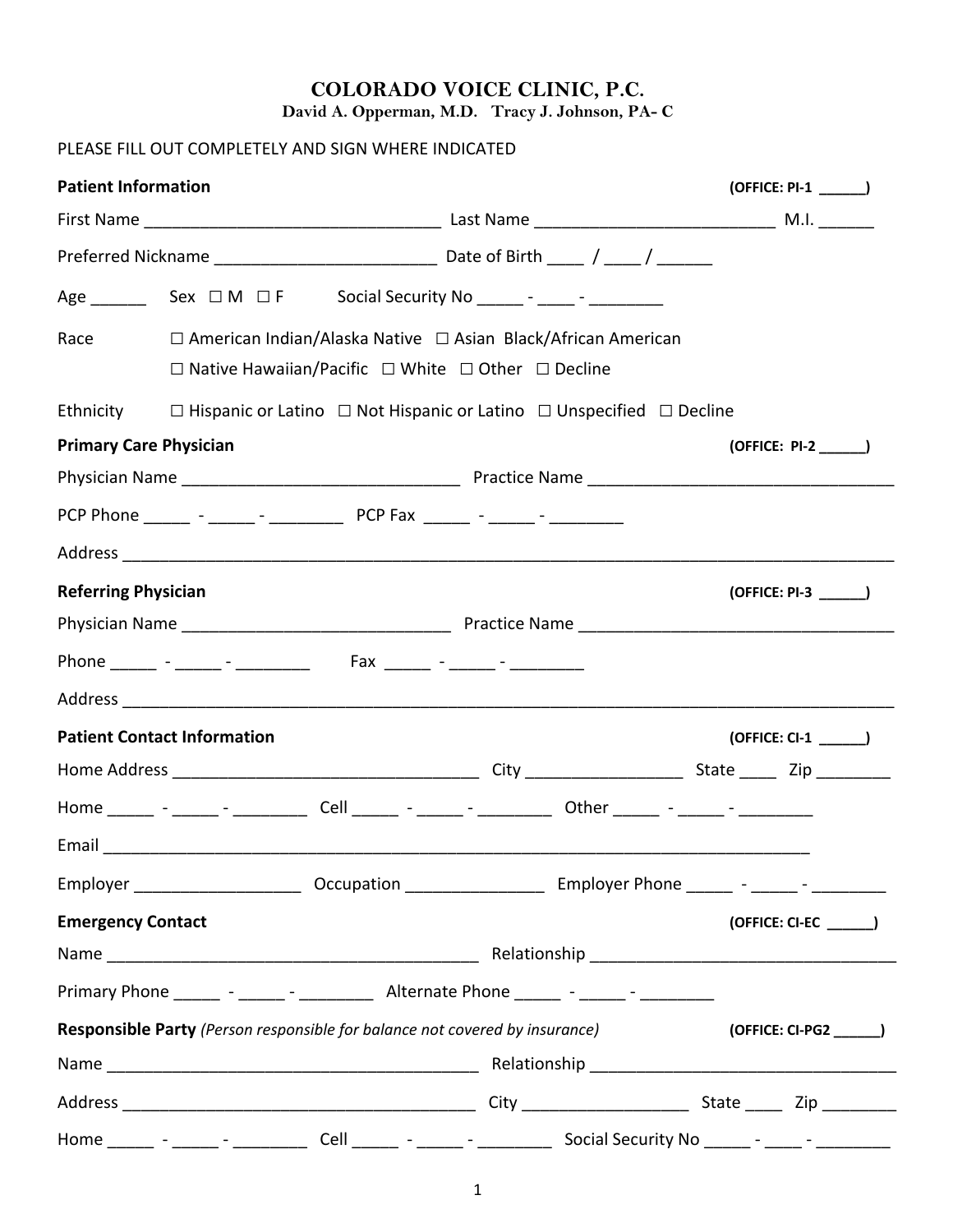# COLORADO VOICE CLINIC, P.C.

**David A. Opperman, M.D. Tracy J. Johnson, PA- C**

PLEASE FILL OUT COMPLETELY AND SIGN WHERE INDICATED

**Patient Information** **(OFFICE: PI-1 ______)**

First Name ________________________________ Last Name _________________________ M.I. ______

Preferred Nickname ________________________ Date of Birth ____ / ____ / ______

Age ______ Sex ☐ M ☐ F Social Security No _____ - ____ - ________

Race ☐ American Indian/Alaska Native ☐ Asian Black/African American ☐ Native Hawaiian/Pacific ☐ White ☐ Other ☐ Decline

Ethnicity ☐ Hispanic or Latino ☐ Not Hispanic or Latino ☐ Unspecified ☐ Decline

**Primary Care Physician** **(OFFICE: PI-2 ______)**

Physician Name ______________________________ Practice Name _________________________________

PCP Phone _____ - _____ - ________ PCP Fax _____ - _____ - ________

Address ____________________________________________________________________________________

**Referring Physician** **(OFFICE: PI-3 ______)**

Physician Name _____________________________ Practice Name __________________________________

Phone _____ - _____ - ________ Fax _____ - _____ - ________

Address ____________________________________________________________________________________

**Patient Contact Information** **(OFFICE: CI-1 ______)**

Home Address _________________________________ City _________________ State ____ Zip ________

Home _____ - _____ - ________ Cell _____ - _____ - ________ Other _____ - _____ - ________

Email ____________________________________________________________________________

Employer _________________ Occupation _______________ Employer Phone _____ - _____ - ________

**Emergency Contact** **(OFFICE: CI-EC ______)**

Name ________________________________________ Relationship _________________________________

Primary Phone _____ - _____ - ________ Alternate Phone _____ - _____ - ________

**Responsible Party** *(Person responsible for balance not covered by insurance)* **(OFFICE: CI-PG2 ______)**

Name ________________________________________ Relationship _________________________________

Address _______________________________________ City __________________ State ____ Zip ________

Home _____ - _____ - ________ Cell _____ - _____ - ________ Social Security No _____ - ____ - ________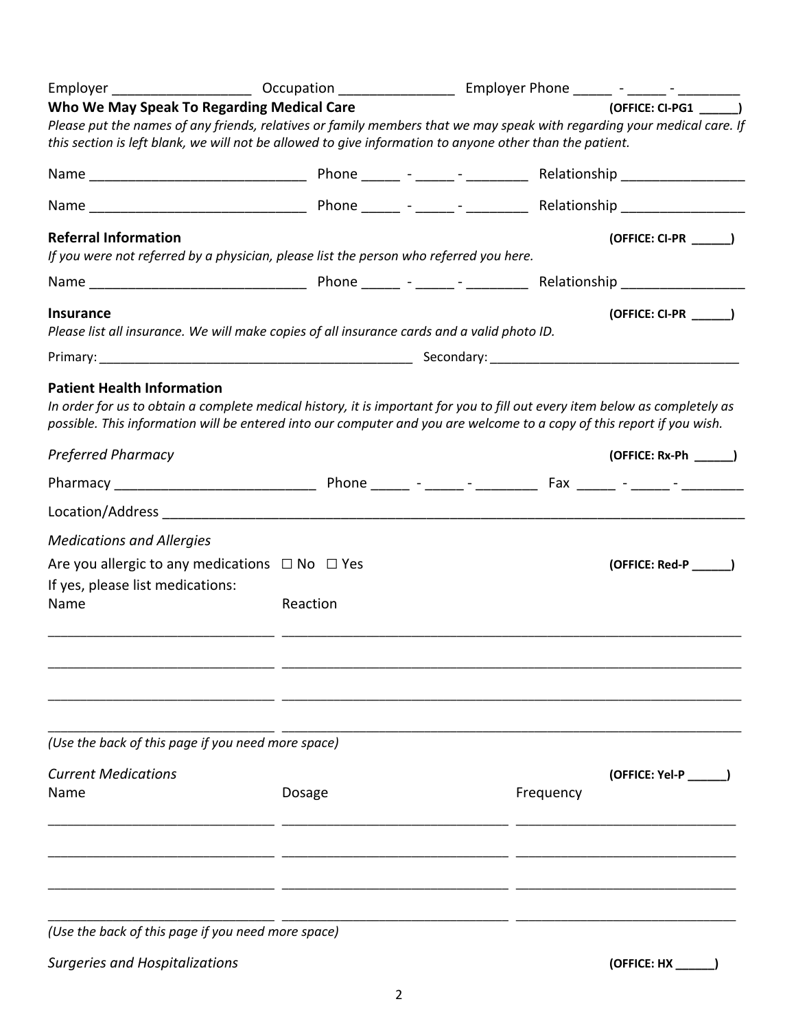Employer __________________ Occupation _______________ Employer Phone _____ - _____ - ________

**Who We May Speak To Regarding Medical Care** **(OFFICE: CI-PG1 ______)**

*Please put the names of any friends, relatives or family members that we may speak with regarding your medical care. If this section is left blank, we will not be allowed to give information to anyone other than the patient.*

Name ____________________________ Phone _____ - _____ - ________ Relationship ________________

Name ____________________________ Phone _____ - _____ - ________ Relationship ________________

**Referral Information** **(OFFICE: CI-PR ______)**

*If you were not referred by a physician, please list the person who referred you here.*

Name ____________________________ Phone _____ - _____ - ________ Relationship ________________

**Insurance** **(OFFICE: CI-PR ______)**

*Please list all insurance. We will make copies of all insurance cards and a valid photo ID.*

Primary: ____________________________________________ Secondary: ___________________________________

**Patient Health Information**

*In order for us to obtain a complete medical history, it is important for you to fill out every item below as completely as possible. This information will be entered into our computer and you are welcome to a copy of this report if you wish.*

*Preferred Pharmacy* **(OFFICE: Rx-Ph ______)**

Pharmacy __________________________ Phone _____ - _____ - ________ Fax _____ - _____ - ________

Location/Address ___________________________________________________________________________

*Medications and Allergies*

Are you allergic to any medications ☐ No ☐ Yes **(OFFICE: Red-P ______)**

If yes, please list medications:

| Name | Reaction |
|---|---|
| | |
| | |
| | |
| | |

*(Use the back of this page if you need more space)*

*Current Medications* **(OFFICE: Yel-P ______)**

| Name | Dosage | Frequency |
|---|---|---|
| | | |
| | | |
| | | |
| | | |

*(Use the back of this page if you need more space)*

*Surgeries and Hospitalizations* **(OFFICE: HX ______)**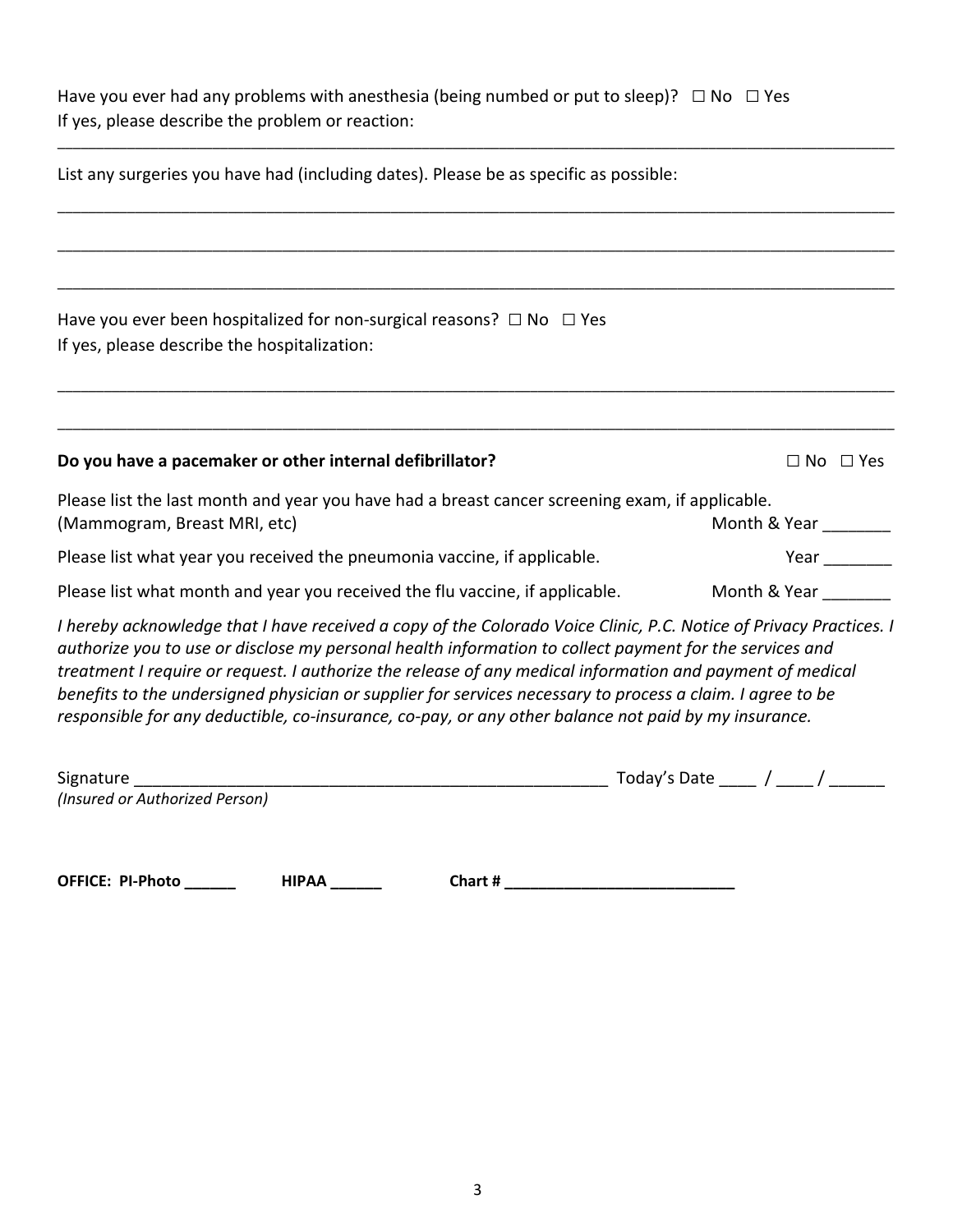Have you ever had any problems with anesthesia (being numbed or put to sleep)? ☐ No ☐ Yes
If yes, please describe the problem or reaction:

_______________________________________________________________________________________________

List any surgeries you have had (including dates). Please be as specific as possible:

_______________________________________________________________________________________________

_______________________________________________________________________________________________

_______________________________________________________________________________________________

Have you ever been hospitalized for non-surgical reasons? ☐ No ☐ Yes
If yes, please describe the hospitalization:

_______________________________________________________________________________________________

_______________________________________________________________________________________________

**Do you have a pacemaker or other internal defibrillator?** ☐ No ☐ Yes

Please list the last month and year you have had a breast cancer screening exam, if applicable.
(Mammogram, Breast MRI, etc) Month & Year _______

Please list what year you received the pneumonia vaccine, if applicable. Year _______

Please list what month and year you received the flu vaccine, if applicable. Month & Year _______

*I hereby acknowledge that I have received a copy of the Colorado Voice Clinic, P.C. Notice of Privacy Practices. I authorize you to use or disclose my personal health information to collect payment for the services and treatment I require or request. I authorize the release of any medical information and payment of medical benefits to the undersigned physician or supplier for services necessary to process a claim. I agree to be responsible for any deductible, co-insurance, co-pay, or any other balance not paid by my insurance.*

Signature _____________________________________________________ Today's Date ____ / ____ / ______
*(Insured or Authorized Person)*

**OFFICE: PI-Photo ______ HIPAA ______ Chart # ___________________________**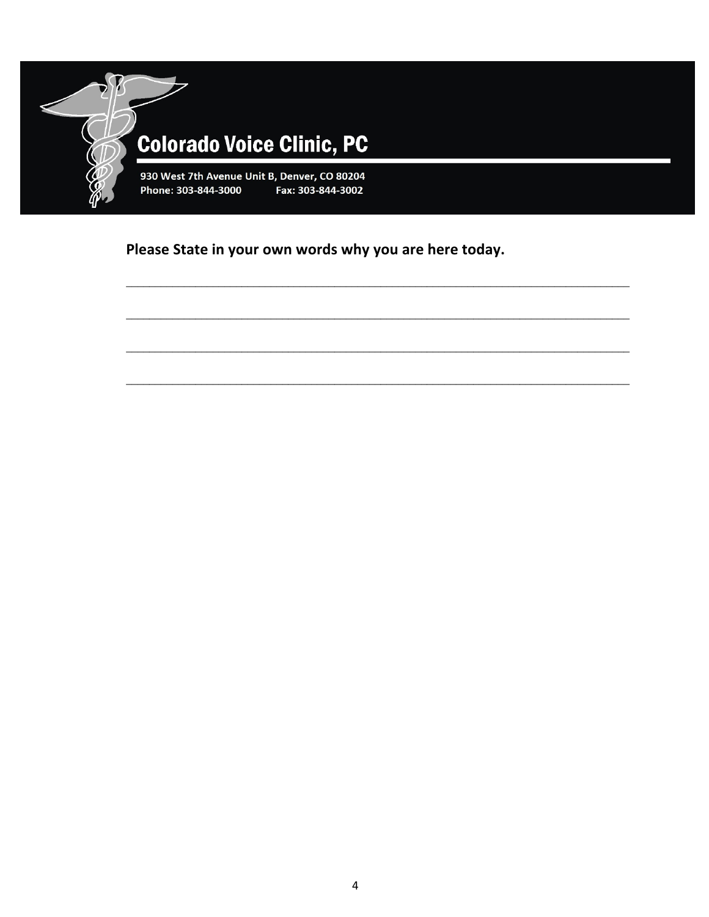# Colorado Voice Clinic, PC

930 West 7th Avenue Unit B, Denver, CO 80204
Phone: 303-844-3000 Fax: 303-844-3002

**Please State in your own words why you are here today.**

___________________________________________________________________________

___________________________________________________________________________

___________________________________________________________________________

___________________________________________________________________________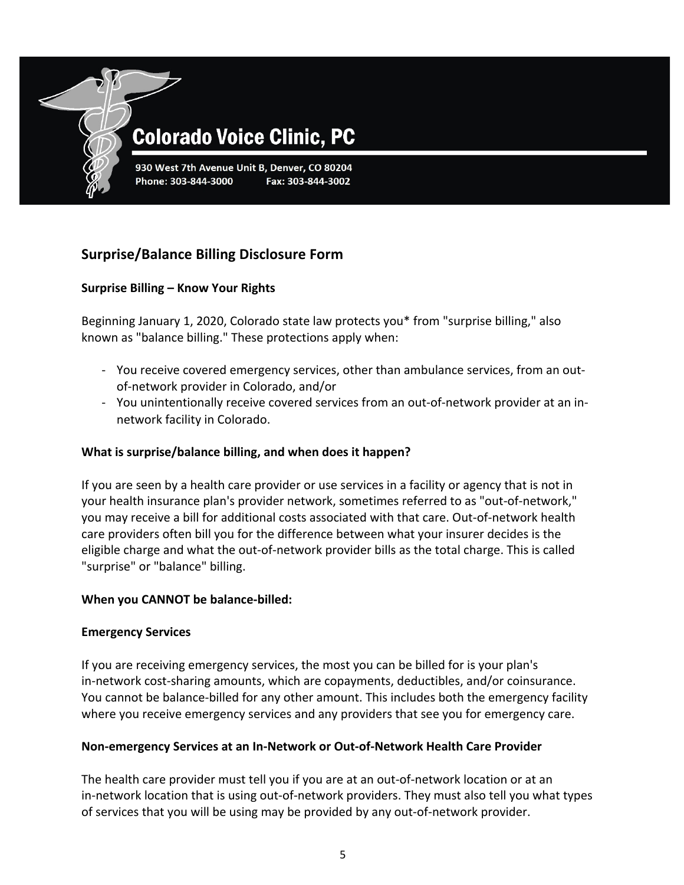**Colorado Voice Clinic, PC**

930 West 7th Avenue Unit B, Denver, CO 80204
Phone: 303-844-3000 Fax: 303-844-3002

## Surprise/Balance Billing Disclosure Form

### Surprise Billing – Know Your Rights

Beginning January 1, 2020, Colorado state law protects you* from "surprise billing," also known as "balance billing." These protections apply when:

- You receive covered emergency services, other than ambulance services, from an out-of-network provider in Colorado, and/or
- You unintentionally receive covered services from an out-of-network provider at an in-network facility in Colorado.

### What is surprise/balance billing, and when does it happen?

If you are seen by a health care provider or use services in a facility or agency that is not in your health insurance plan's provider network, sometimes referred to as "out-of-network," you may receive a bill for additional costs associated with that care. Out-of-network health care providers often bill you for the difference between what your insurer decides is the eligible charge and what the out-of-network provider bills as the total charge. This is called "surprise" or "balance" billing.

### When you CANNOT be balance-billed:

### Emergency Services

If you are receiving emergency services, the most you can be billed for is your plan's in-network cost-sharing amounts, which are copayments, deductibles, and/or coinsurance. You cannot be balance-billed for any other amount. This includes both the emergency facility where you receive emergency services and any providers that see you for emergency care.

### Non-emergency Services at an In-Network or Out-of-Network Health Care Provider

The health care provider must tell you if you are at an out-of-network location or at an in-network location that is using out-of-network providers. They must also tell you what types of services that you will be using may be provided by any out-of-network provider.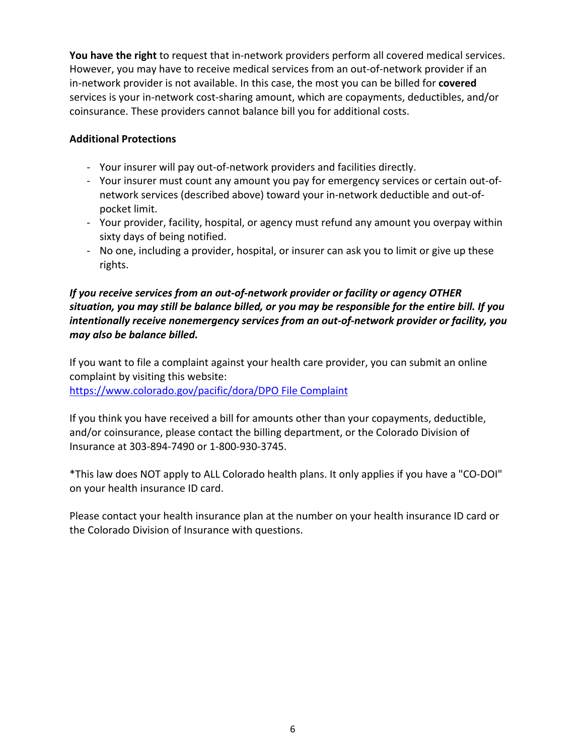**You have the right** to request that in-network providers perform all covered medical services. However, you may have to receive medical services from an out-of-network provider if an in-network provider is not available. In this case, the most you can be billed for **covered** services is your in-network cost-sharing amount, which are copayments, deductibles, and/or coinsurance. These providers cannot balance bill you for additional costs.

**Additional Protections**

- Your insurer will pay out-of-network providers and facilities directly.
- Your insurer must count any amount you pay for emergency services or certain out-of-network services (described above) toward your in-network deductible and out-of-pocket limit.
- Your provider, facility, hospital, or agency must refund any amount you overpay within sixty days of being notified.
- No one, including a provider, hospital, or insurer can ask you to limit or give up these rights.

***If you receive services from an out-of-network provider or facility or agency OTHER situation, you may still be balance billed, or you may be responsible for the entire bill. If you intentionally receive nonemergency services from an out-of-network provider or facility, you may also be balance billed.***

If you want to file a complaint against your health care provider, you can submit an online complaint by visiting this website:
[https://www.colorado.gov/pacific/dora/DPO File Complaint](https://www.colorado.gov/pacific/dora/DPO_File_Complaint)

If you think you have received a bill for amounts other than your copayments, deductible, and/or coinsurance, please contact the billing department, or the Colorado Division of Insurance at 303-894-7490 or 1-800-930-3745.

*This law does NOT apply to ALL Colorado health plans. It only applies if you have a "CO-DOI" on your health insurance ID card.

Please contact your health insurance plan at the number on your health insurance ID card or the Colorado Division of Insurance with questions.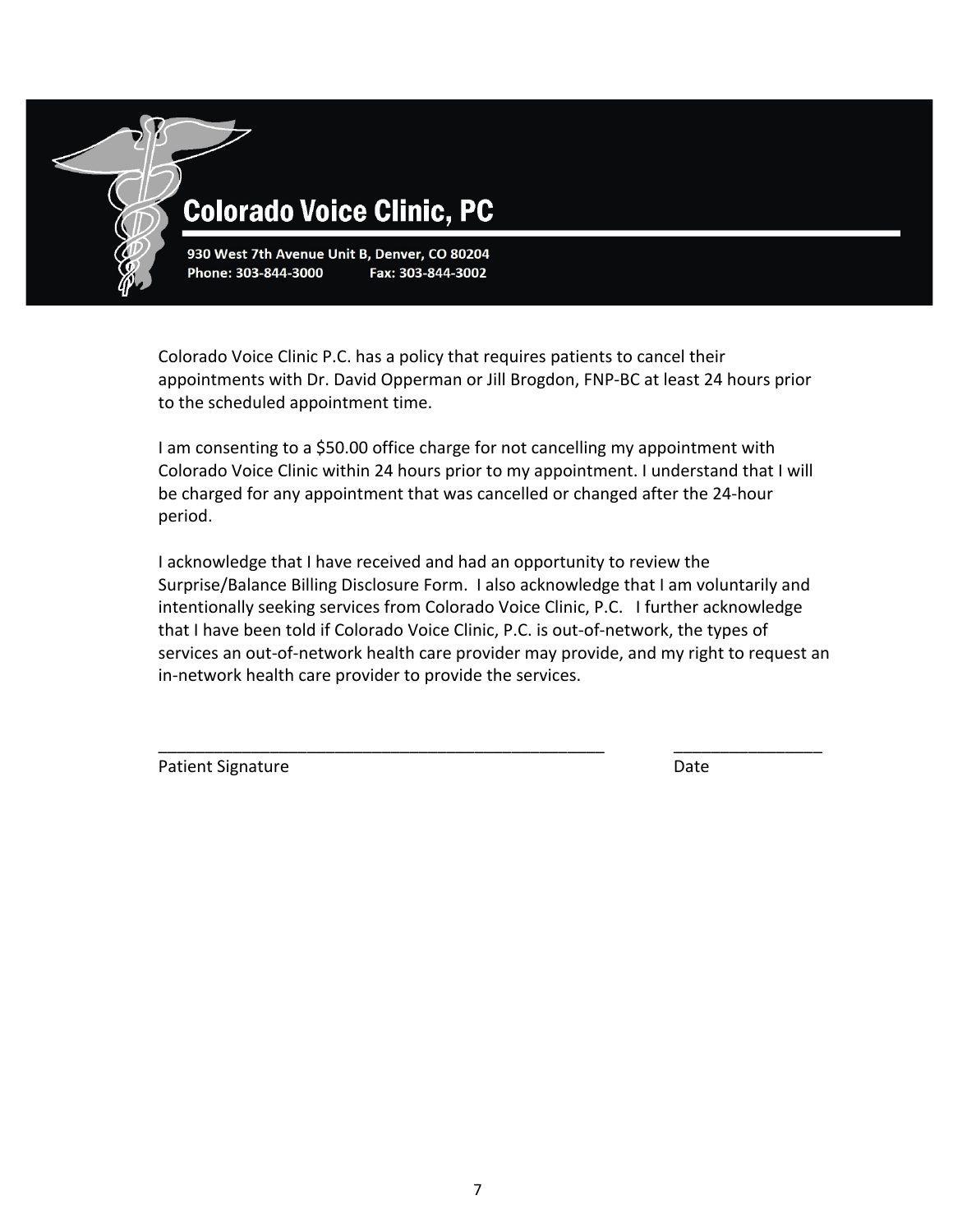# Colorado Voice Clinic, PC

**930 West 7th Avenue Unit B, Denver, CO 80204**
**Phone: 303-844-3000 Fax: 303-844-3002**

Colorado Voice Clinic P.C. has a policy that requires patients to cancel their appointments with Dr. David Opperman or Jill Brogdon, FNP-BC at least 24 hours prior to the scheduled appointment time.

I am consenting to a $50.00 office charge for not cancelling my appointment with Colorado Voice Clinic within 24 hours prior to my appointment. I understand that I will be charged for any appointment that was cancelled or changed after the 24-hour period.

I acknowledge that I have received and had an opportunity to review the Surprise/Balance Billing Disclosure Form. I also acknowledge that I am voluntarily and intentionally seeking services from Colorado Voice Clinic, P.C. I further acknowledge that I have been told if Colorado Voice Clinic, P.C. is out-of-network, the types of services an out-of-network health care provider may provide, and my right to request an in-network health care provider to provide the services.

_____________________________________________ _______________

Patient Signature Date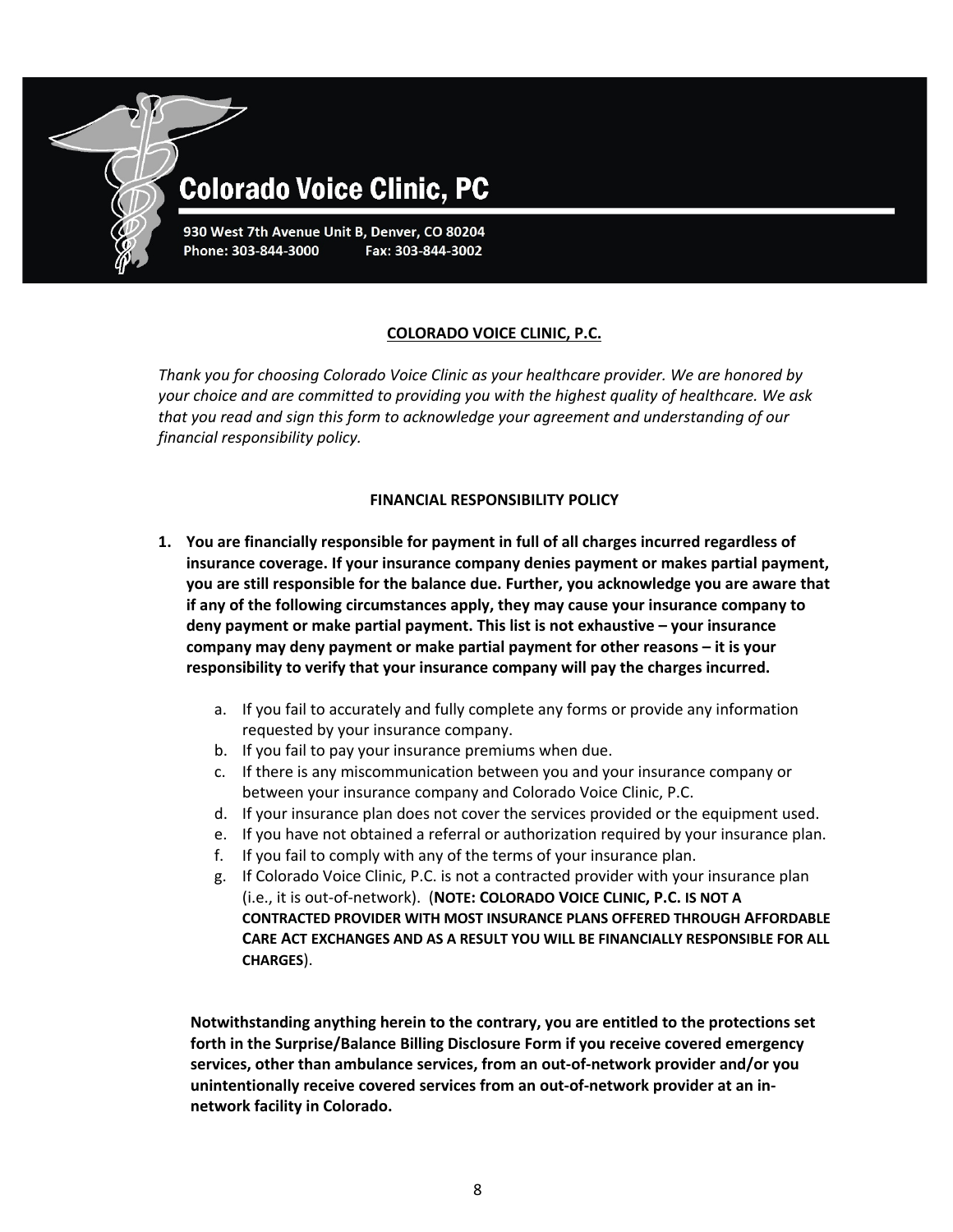# Colorado Voice Clinic, PC

930 West 7th Avenue Unit B, Denver, CO 80204
Phone: 303-844-3000 Fax: 303-844-3002

## COLORADO VOICE CLINIC, P.C.

*Thank you for choosing Colorado Voice Clinic as your healthcare provider. We are honored by your choice and are committed to providing you with the highest quality of healthcare. We ask that you read and sign this form to acknowledge your agreement and understanding of our financial responsibility policy.*

### FINANCIAL RESPONSIBILITY POLICY

1. **You are financially responsible for payment in full of all charges incurred regardless of insurance coverage. If your insurance company denies payment or makes partial payment, you are still responsible for the balance due. Further, you acknowledge you are aware that if any of the following circumstances apply, they may cause your insurance company to deny payment or make partial payment. This list is not exhaustive – your insurance company may deny payment or make partial payment for other reasons – it is your responsibility to verify that your insurance company will pay the charges incurred.**

    a. If you fail to accurately and fully complete any forms or provide any information requested by your insurance company.
    b. If you fail to pay your insurance premiums when due.
    c. If there is any miscommunication between you and your insurance company or between your insurance company and Colorado Voice Clinic, P.C.
    d. If your insurance plan does not cover the services provided or the equipment used.
    e. If you have not obtained a referral or authorization required by your insurance plan.
    f. If you fail to comply with any of the terms of your insurance plan.
    g. If Colorado Voice Clinic, P.C. is not a contracted provider with your insurance plan (i.e., it is out-of-network). (**NOTE: COLORADO VOICE CLINIC, P.C. IS NOT A CONTRACTED PROVIDER WITH MOST INSURANCE PLANS OFFERED THROUGH AFFORDABLE CARE ACT EXCHANGES AND AS A RESULT YOU WILL BE FINANCIALLY RESPONSIBLE FOR ALL CHARGES**).

**Notwithstanding anything herein to the contrary, you are entitled to the protections set forth in the Surprise/Balance Billing Disclosure Form if you receive covered emergency services, other than ambulance services, from an out-of-network provider and/or you unintentionally receive covered services from an out-of-network provider at an in-network facility in Colorado.**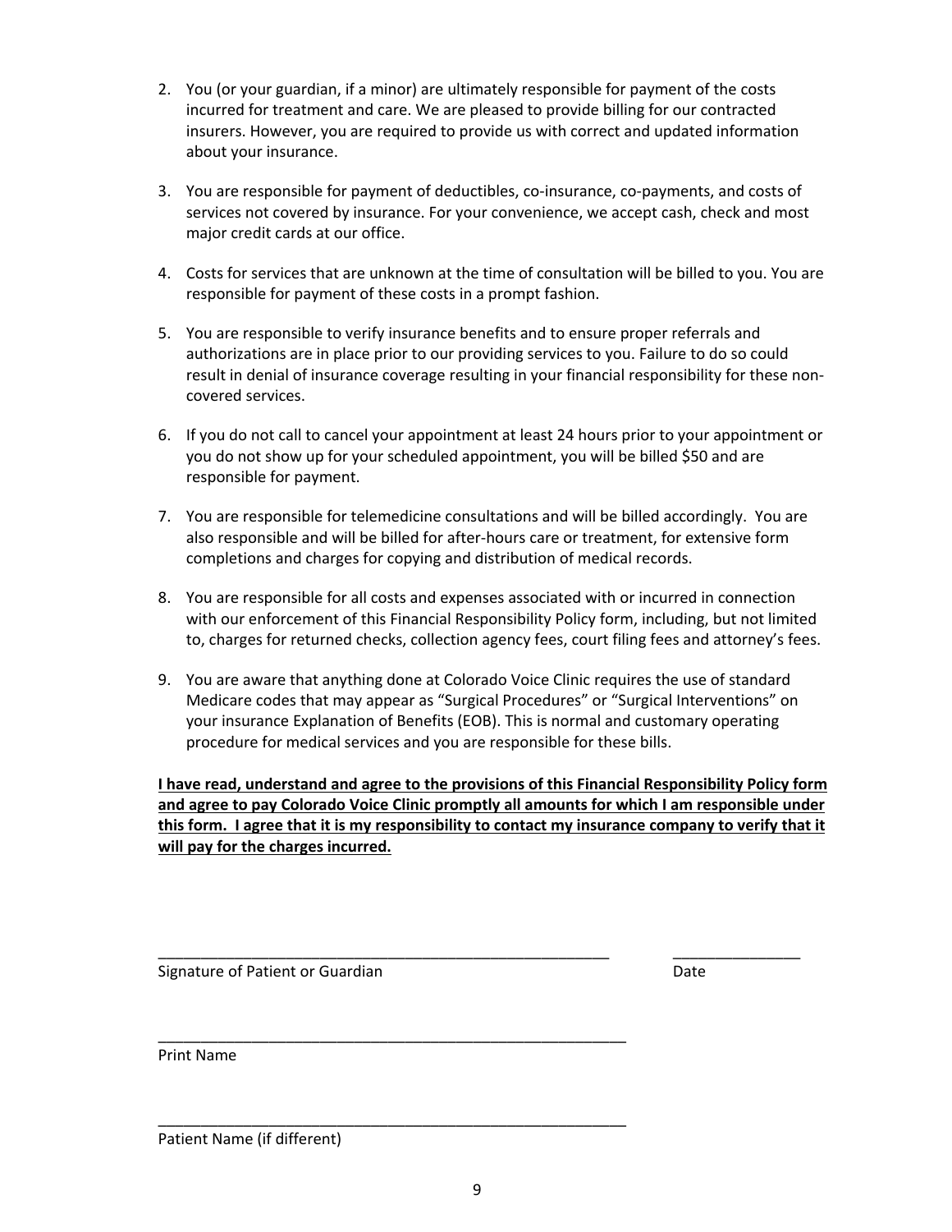2. You (or your guardian, if a minor) are ultimately responsible for payment of the costs incurred for treatment and care. We are pleased to provide billing for our contracted insurers. However, you are required to provide us with correct and updated information about your insurance.

3. You are responsible for payment of deductibles, co-insurance, co-payments, and costs of services not covered by insurance. For your convenience, we accept cash, check and most major credit cards at our office.

4. Costs for services that are unknown at the time of consultation will be billed to you. You are responsible for payment of these costs in a prompt fashion.

5. You are responsible to verify insurance benefits and to ensure proper referrals and authorizations are in place prior to our providing services to you. Failure to do so could result in denial of insurance coverage resulting in your financial responsibility for these non-covered services.

6. If you do not call to cancel your appointment at least 24 hours prior to your appointment or you do not show up for your scheduled appointment, you will be billed $50 and are responsible for payment.

7. You are responsible for telemedicine consultations and will be billed accordingly. You are also responsible and will be billed for after-hours care or treatment, for extensive form completions and charges for copying and distribution of medical records.

8. You are responsible for all costs and expenses associated with or incurred in connection with our enforcement of this Financial Responsibility Policy form, including, but not limited to, charges for returned checks, collection agency fees, court filing fees and attorney's fees.

9. You are aware that anything done at Colorado Voice Clinic requires the use of standard Medicare codes that may appear as "Surgical Procedures" or "Surgical Interventions" on your insurance Explanation of Benefits (EOB). This is normal and customary operating procedure for medical services and you are responsible for these bills.

**I have read, understand and agree to the provisions of this Financial Responsibility Policy form and agree to pay Colorado Voice Clinic promptly all amounts for which I am responsible under this form. I agree that it is my responsibility to contact my insurance company to verify that it will pay for the charges incurred.**

\_\_\_\_\_\_\_\_\_\_\_\_\_\_\_\_\_\_\_\_\_\_\_\_\_\_\_\_\_\_\_\_\_\_\_\_\_\_\_\_\_\_\_\_\_\_\_\_\_\_\_\_\_ \_\_\_\_\_\_\_\_\_\_\_\_\_\_\_

Signature of Patient or Guardian Date

\_\_\_\_\_\_\_\_\_\_\_\_\_\_\_\_\_\_\_\_\_\_\_\_\_\_\_\_\_\_\_\_\_\_\_\_\_\_\_\_\_\_\_\_\_\_\_\_\_\_\_\_\_

Print Name

\_\_\_\_\_\_\_\_\_\_\_\_\_\_\_\_\_\_\_\_\_\_\_\_\_\_\_\_\_\_\_\_\_\_\_\_\_\_\_\_\_\_\_\_\_\_\_\_\_\_\_\_\_

Patient Name (if different)